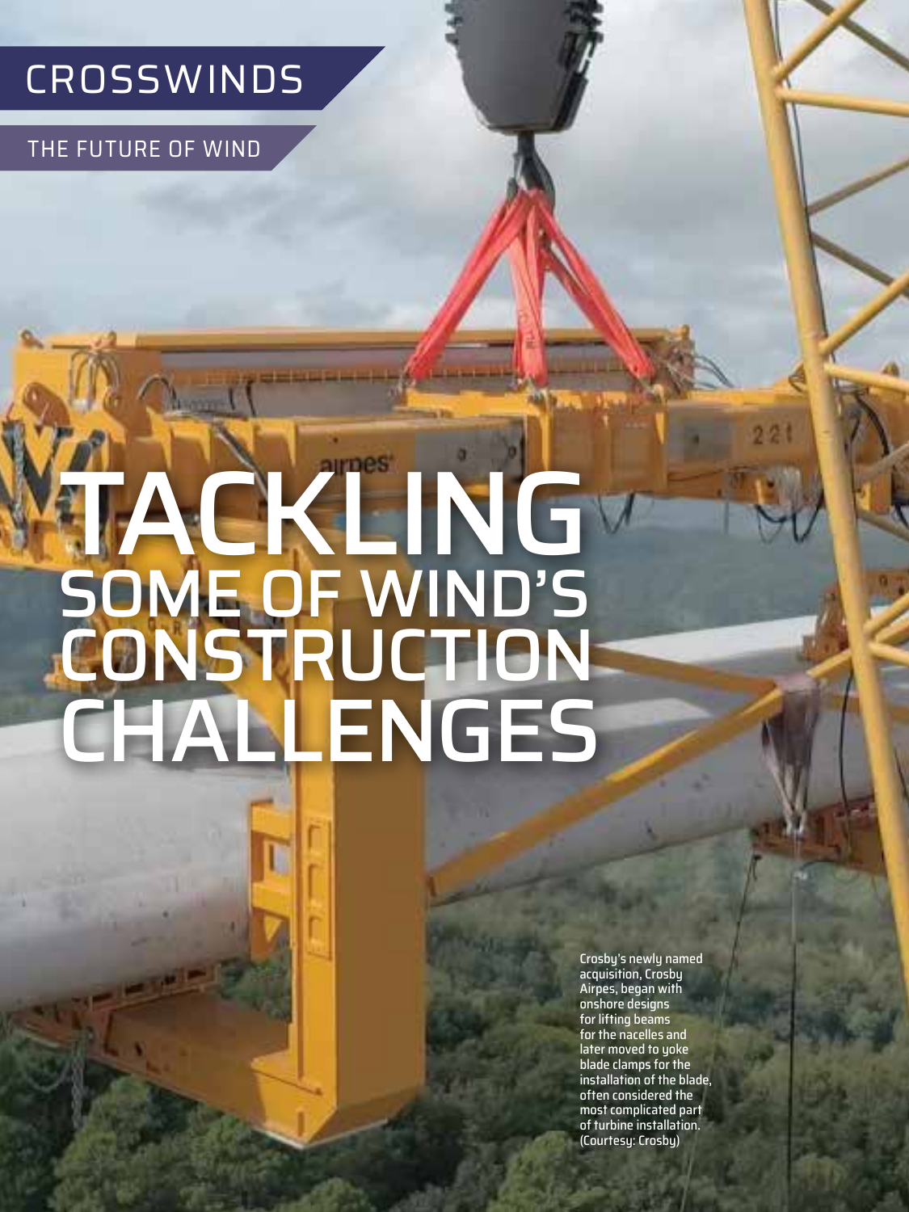CROSSWINDS

THE FUTURE OF WIND

# TACKLING SOME OF WIND'S CONSTRUCTION CHALLENGES

Crosby's newly named acquisition, Crosby Airpes, began with onshore designs for lifting beams for the nacelles and later moved to yoke blade clamps for the installation of the blade, often considered the most complicated part of turbine installation. (Courtesy: Crosby)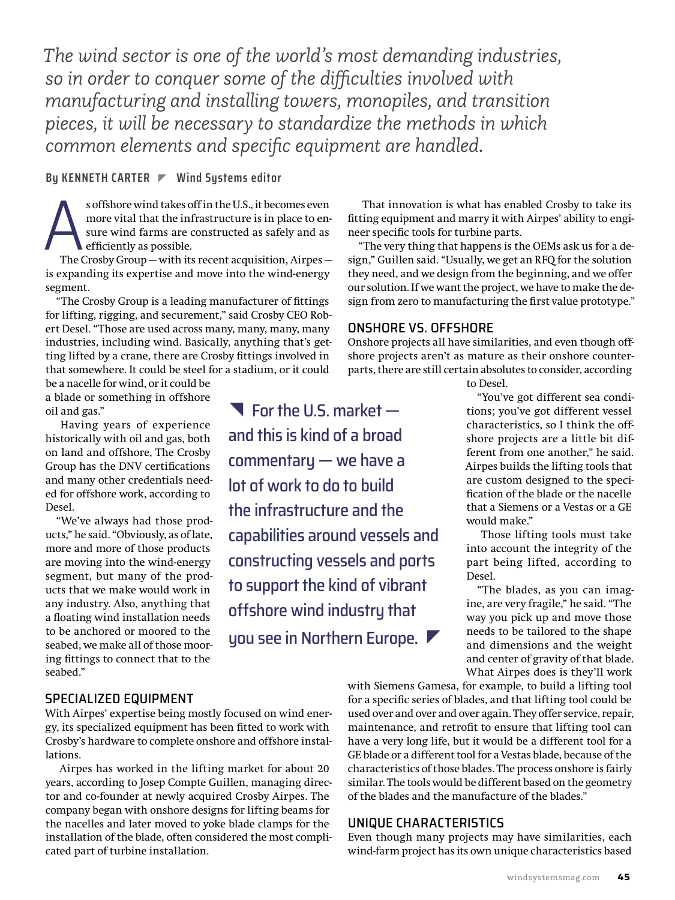*The wind sector is one of the world's most demanding industries, so in order to conquer some of the difficulties involved with manufacturing and installing towers, monopiles, and transition pieces, it will be necessary to standardize the methods in which common elements and specific equipment are handled.*

**By KENNETH CARTER ◤ Wind Systems editor**

As offshore wind takes off in the U.S., it becomes even more vital that the infrastructure is in place to ensure wind farms are constructed as safely and as efficiently as possible.

The Crosby Group — with its recent acquisition, Airpes — is expanding its expertise and move into the wind-energy segment.

"The Crosby Group is a leading manufacturer of fittings for lifting, rigging, and securement," said Crosby CEO Robert Desel. "Those are used across many, many, many, many industries, including wind. Basically, anything that's getting lifted by a crane, there are Crosby fittings involved in that somewhere. It could be steel for a stadium, or it could be a nacelle for wind, or it could be a blade or something in offshore oil and gas."

Having years of experience historically with oil and gas, both on land and offshore, The Crosby Group has the DNV certifications and many other credentials needed for offshore work, according to Desel.

"We've always had those products," he said. "Obviously, as of late, more and more of those products are moving into the wind-energy segment, but many of the products that we make would work in any industry. Also, anything that a floating wind installation needs to be anchored or moored to the seabed, we make all of those mooring fittings to connect that to the seabed."

> For the U.S. market — and this is kind of a broad commentary — we have a lot of work to do to build the infrastructure and the capabilities around vessels and constructing vessels and ports to support the kind of vibrant offshore wind industry that you see in Northern Europe.

## SPECIALIZED EQUIPMENT

With Airpes' expertise being mostly focused on wind energy, its specialized equipment has been fitted to work with Crosby's hardware to complete onshore and offshore installations.

Airpes has worked in the lifting market for about 20 years, according to Josep Compte Guillen, managing director and co-founder at newly acquired Crosby Airpes. The company began with onshore designs for lifting beams for the nacelles and later moved to yoke blade clamps for the installation of the blade, often considered the most complicated part of turbine installation.

That innovation is what has enabled Crosby to take its fitting equipment and marry it with Airpes' ability to engineer specific tools for turbine parts.

"The very thing that happens is the OEMs ask us for a design," Guillen said. "Usually, we get an RFQ for the solution they need, and we design from the beginning, and we offer our solution. If we want the project, we have to make the design from zero to manufacturing the first value prototype."

## ONSHORE VS. OFFSHORE

Onshore projects all have similarities, and even though offshore projects aren't as mature as their onshore counterparts, there are still certain absolutes to consider, according to Desel.

"You've got different sea conditions; you've got different vessel characteristics, so I think the offshore projects are a little bit different from one another," he said. Airpes builds the lifting tools that are custom designed to the specification of the blade or the nacelle that a Siemens or a Vestas or a GE would make."

Those lifting tools must take into account the integrity of the part being lifted, according to Desel.

"The blades, as you can imagine, are very fragile," he said. "The way you pick up and move those needs to be tailored to the shape and dimensions and the weight and center of gravity of that blade. What Airpes does is they'll work with Siemens Gamesa, for example, to build a lifting tool for a specific series of blades, and that lifting tool could be used over and over and over again. They offer service, repair, maintenance, and retrofit to ensure that lifting tool can have a very long life, but it would be a different tool for a GE blade or a different tool for a Vestas blade, because of the characteristics of those blades. The process onshore is fairly similar. The tools would be different based on the geometry of the blades and the manufacture of the blades."

## UNIQUE CHARACTERISTICS

Even though many projects may have similarities, each wind-farm project has its own unique characteristics based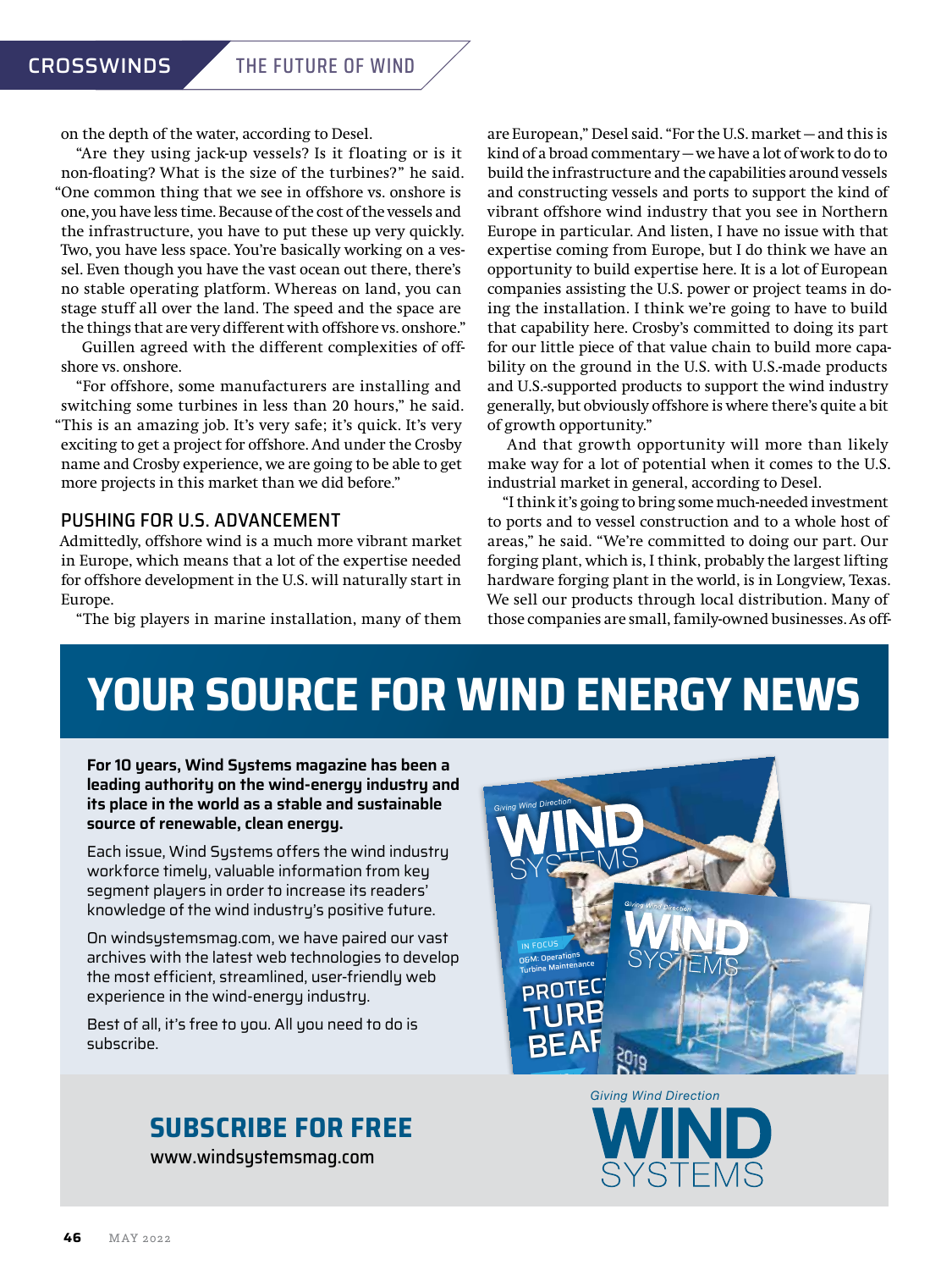on the depth of the water, according to Desel.

"Are they using jack-up vessels? Is it floating or is it non-floating? What is the size of the turbines?" he said. "One common thing that we see in offshore vs. onshore is one, you have less time. Because of the cost of the vessels and the infrastructure, you have to put these up very quickly. Two, you have less space. You're basically working on a vessel. Even though you have the vast ocean out there, there's no stable operating platform. Whereas on land, you can stage stuff all over the land. The speed and the space are the things that are very different with offshore vs. onshore."

Guillen agreed with the different complexities of offshore vs. onshore.

"For offshore, some manufacturers are installing and switching some turbines in less than 20 hours," he said. "This is an amazing job. It's very safe; it's quick. It's very exciting to get a project for offshore. And under the Crosby name and Crosby experience, we are going to be able to get more projects in this market than we did before."

## PUSHING FOR U.S. ADVANCEMENT

Admittedly, offshore wind is a much more vibrant market in Europe, which means that a lot of the expertise needed for offshore development in the U.S. will naturally start in Europe.

"The big players in marine installation, many of them are European," Desel said. "For the U.S. market — and this is kind of a broad commentary — we have a lot of work to do to build the infrastructure and the capabilities around vessels and constructing vessels and ports to support the kind of vibrant offshore wind industry that you see in Northern Europe in particular. And listen, I have no issue with that expertise coming from Europe, but I do think we have an opportunity to build expertise here. It is a lot of European companies assisting the U.S. power or project teams in doing the installation. I think we're going to have to build that capability here. Crosby's committed to doing its part for our little piece of that value chain to build more capability on the ground in the U.S. with U.S.-made products and U.S.-supported products to support the wind industry generally, but obviously offshore is where there's quite a bit of growth opportunity."

And that growth opportunity will more than likely make way for a lot of potential when it comes to the U.S. industrial market in general, according to Desel.

"I think it's going to bring some much-needed investment to ports and to vessel construction and to a whole host of areas," he said. "We're committed to doing our part. Our forging plant, which is, I think, probably the largest lifting hardware forging plant in the world, is in Longview, Texas. We sell our products through local distribution. Many of those companies are small, family-owned businesses. As off-

# YOUR SOURCE FOR WIND ENERGY NEWS

**For 10 years, Wind Systems magazine has been a leading authority on the wind-energy industry and its place in the world as a stable and sustainable source of renewable, clean energy.**

Each issue, Wind Systems offers the wind industry workforce timely, valuable information from key segment players in order to increase its readers' knowledge of the wind industry's positive future.

On windsystemsmag.com, we have paired our vast archives with the latest web technologies to develop the most efficient, streamlined, user-friendly web experience in the wind-energy industry.

Best of all, it's free to you. All you need to do is subscribe.

## SUBSCRIBE FOR FREE

www.windsystemsmag.com

Giving Wind Direction
WIND SYSTEMS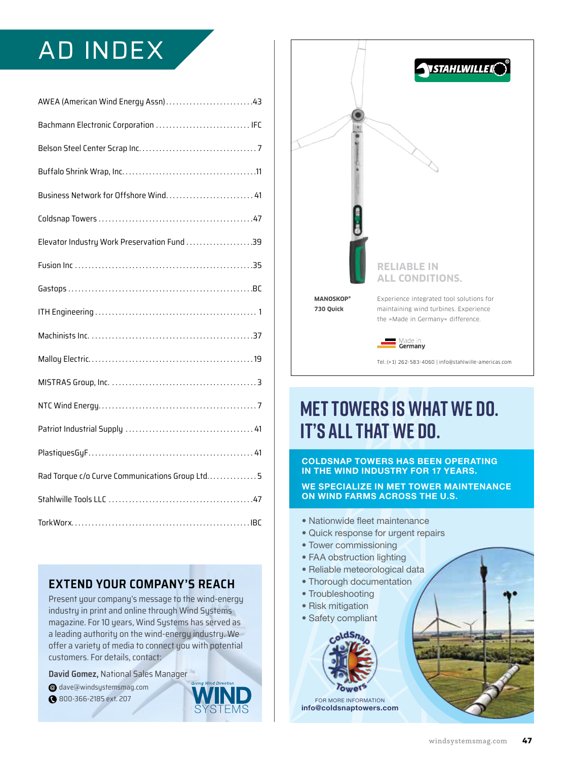# AD INDEX

| Advertiser | Page |
| --- | --- |
| AWEA (American Wind Energy Assn) | 43 |
| Bachmann Electronic Corporation | IFC |
| Belson Steel Center Scrap Inc. | 7 |
| Buffalo Shrink Wrap, Inc. | 11 |
| Business Network for Offshore Wind | 41 |
| Coldsnap Towers | 47 |
| Elevator Industry Work Preservation Fund | 39 |
| Fusion Inc | 35 |
| Gastops | BC |
| ITH Engineering | 1 |
| Machinists Inc. | 37 |
| Malloy Electric | 19 |
| MISTRAS Group, Inc. | 3 |
| NTC Wind Energy | 7 |
| Patriot Industrial Supply | 41 |
| PlastiquesGyF | 41 |
| Rad Torque c/o Curve Communications Group Ltd. | 5 |
| Stahlwille Tools LLC | 47 |
| TorkWorx | IBC |

## EXTEND YOUR COMPANY'S REACH

Present your company's message to the wind-energy industry in print and online through Wind Systems magazine. For 10 years, Wind Systems has served as a leading authority on the wind-energy industry. We offer a variety of media to connect you with potential customers. For details, contact:

**David Gomez,** National Sales Manager

dave@windsystemsmag.com

800-366-2185 ext. 207

Giving Wind Direction

WIND SYSTEMS

---

STAHLWILLE

RELIABLE IN ALL CONDITIONS.

**MANOSKOP® 730 Quick**

Experience integrated tool solutions for maintaining wind turbines. Experience the »Made in Germany« difference.

Made in Germany

Tel.:(+1) 262-583-4060 | info@stahlwille-americas.com

---

# MET TOWERS IS WHAT WE DO. IT'S ALL THAT WE DO.

**COLDSNAP TOWERS HAS BEEN OPERATING IN THE WIND INDUSTRY FOR 17 YEARS.**

**WE SPECIALIZE IN MET TOWER MAINTENANCE ON WIND FARMS ACROSS THE U.S.**

- Nationwide fleet maintenance
- Quick response for urgent repairs
- Tower commissioning
- FAA obstruction lighting
- Reliable meteorological data
- Thorough documentation
- Troubleshooting
- Risk mitigation
- Safety compliant

ColdSnap Towers

FOR MORE INFORMATION

**info@coldsnaptowers.com**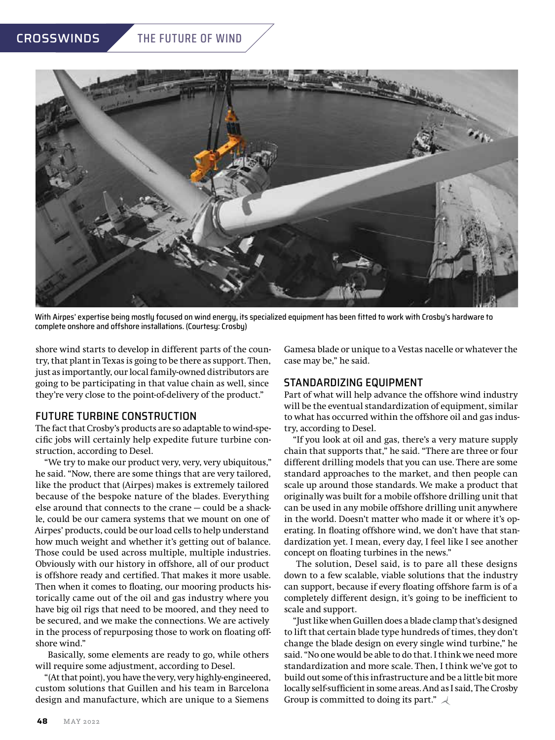With Airpes' expertise being mostly focused on wind energy, its specialized equipment has been fitted to work with Crosby's hardware to complete onshore and offshore installations. (Courtesy: Crosby)

shore wind starts to develop in different parts of the country, that plant in Texas is going to be there as support. Then, just as importantly, our local family-owned distributors are going to be participating in that value chain as well, since they're very close to the point-of-delivery of the product."

## FUTURE TURBINE CONSTRUCTION

The fact that Crosby's products are so adaptable to wind-specific jobs will certainly help expedite future turbine construction, according to Desel.

"We try to make our product very, very, very ubiquitous," he said. "Now, there are some things that are very tailored, like the product that (Airpes) makes is extremely tailored because of the bespoke nature of the blades. Everything else around that connects to the crane — could be a shackle, could be our camera systems that we mount on one of Airpes' products, could be our load cells to help understand how much weight and whether it's getting out of balance. Those could be used across multiple, multiple industries. Obviously with our history in offshore, all of our product is offshore ready and certified. That makes it more usable. Then when it comes to floating, our mooring products historically came out of the oil and gas industry where you have big oil rigs that need to be moored, and they need to be secured, and we make the connections. We are actively in the process of repurposing those to work on floating offshore wind."

Basically, some elements are ready to go, while others will require some adjustment, according to Desel.

"(At that point), you have the very, very highly-engineered, custom solutions that Guillen and his team in Barcelona design and manufacture, which are unique to a Siemens Gamesa blade or unique to a Vestas nacelle or whatever the case may be," he said.

## STANDARDIZING EQUIPMENT

Part of what will help advance the offshore wind industry will be the eventual standardization of equipment, similar to what has occurred within the offshore oil and gas industry, according to Desel.

"If you look at oil and gas, there's a very mature supply chain that supports that," he said. "There are three or four different drilling models that you can use. There are some standard approaches to the market, and then people can scale up around those standards. We make a product that originally was built for a mobile offshore drilling unit that can be used in any mobile offshore drilling unit anywhere in the world. Doesn't matter who made it or where it's operating. In floating offshore wind, we don't have that standardization yet. I mean, every day, I feel like I see another concept on floating turbines in the news."

The solution, Desel said, is to pare all these designs down to a few scalable, viable solutions that the industry can support, because if every floating offshore farm is of a completely different design, it's going to be inefficient to scale and support.

"Just like when Guillen does a blade clamp that's designed to lift that certain blade type hundreds of times, they don't change the blade design on every single wind turbine," he said. "No one would be able to do that. I think we need more standardization and more scale. Then, I think we've got to build out some of this infrastructure and be a little bit more locally self-sufficient in some areas. And as I said, The Crosby Group is committed to doing its part."